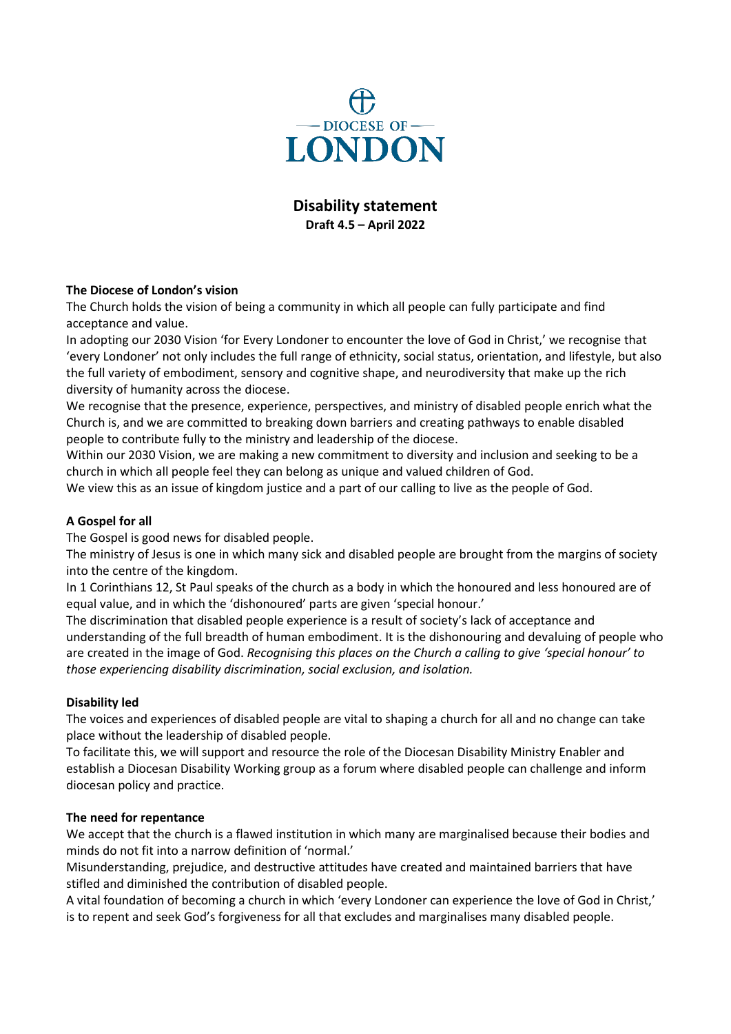DIOCESE OF LONDON

# Disability statement

**Draft 4.5 – April 2022**

### The Diocese of London's vision

The Church holds the vision of being a community in which all people can fully participate and find acceptance and value.

In adopting our 2030 Vision 'for Every Londoner to encounter the love of God in Christ,' we recognise that 'every Londoner' not only includes the full range of ethnicity, social status, orientation, and lifestyle, but also the full variety of embodiment, sensory and cognitive shape, and neurodiversity that make up the rich diversity of humanity across the diocese.

We recognise that the presence, experience, perspectives, and ministry of disabled people enrich what the Church is, and we are committed to breaking down barriers and creating pathways to enable disabled people to contribute fully to the ministry and leadership of the diocese.

Within our 2030 Vision, we are making a new commitment to diversity and inclusion and seeking to be a church in which all people feel they can belong as unique and valued children of God.

We view this as an issue of kingdom justice and a part of our calling to live as the people of God.

### A Gospel for all

The Gospel is good news for disabled people.

The ministry of Jesus is one in which many sick and disabled people are brought from the margins of society into the centre of the kingdom.

In 1 Corinthians 12, St Paul speaks of the church as a body in which the honoured and less honoured are of equal value, and in which the 'dishonoured' parts are given 'special honour.'

The discrimination that disabled people experience is a result of society's lack of acceptance and understanding of the full breadth of human embodiment. It is the dishonouring and devaluing of people who are created in the image of God. *Recognising this places on the Church a calling to give 'special honour' to those experiencing disability discrimination, social exclusion, and isolation.*

### Disability led

The voices and experiences of disabled people are vital to shaping a church for all and no change can take place without the leadership of disabled people.

To facilitate this, we will support and resource the role of the Diocesan Disability Ministry Enabler and establish a Diocesan Disability Working group as a forum where disabled people can challenge and inform diocesan policy and practice.

### The need for repentance

We accept that the church is a flawed institution in which many are marginalised because their bodies and minds do not fit into a narrow definition of 'normal.'

Misunderstanding, prejudice, and destructive attitudes have created and maintained barriers that have stifled and diminished the contribution of disabled people.

A vital foundation of becoming a church in which 'every Londoner can experience the love of God in Christ,' is to repent and seek God's forgiveness for all that excludes and marginalises many disabled people.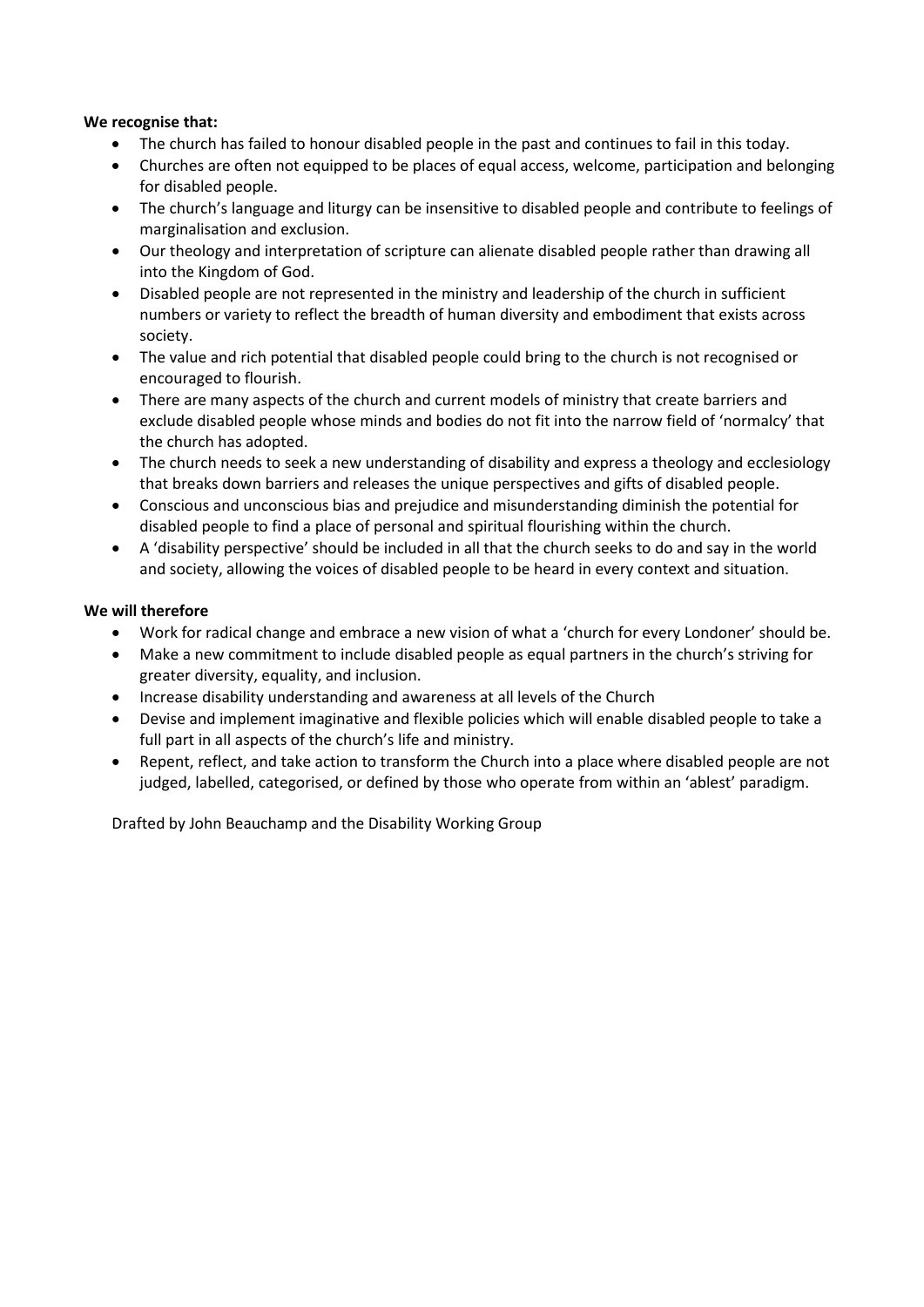**We recognise that:**

- The church has failed to honour disabled people in the past and continues to fail in this today.
- Churches are often not equipped to be places of equal access, welcome, participation and belonging for disabled people.
- The church's language and liturgy can be insensitive to disabled people and contribute to feelings of marginalisation and exclusion.
- Our theology and interpretation of scripture can alienate disabled people rather than drawing all into the Kingdom of God.
- Disabled people are not represented in the ministry and leadership of the church in sufficient numbers or variety to reflect the breadth of human diversity and embodiment that exists across society.
- The value and rich potential that disabled people could bring to the church is not recognised or encouraged to flourish.
- There are many aspects of the church and current models of ministry that create barriers and exclude disabled people whose minds and bodies do not fit into the narrow field of 'normalcy' that the church has adopted.
- The church needs to seek a new understanding of disability and express a theology and ecclesiology that breaks down barriers and releases the unique perspectives and gifts of disabled people.
- Conscious and unconscious bias and prejudice and misunderstanding diminish the potential for disabled people to find a place of personal and spiritual flourishing within the church.
- A 'disability perspective' should be included in all that the church seeks to do and say in the world and society, allowing the voices of disabled people to be heard in every context and situation.

**We will therefore**

- Work for radical change and embrace a new vision of what a 'church for every Londoner' should be.
- Make a new commitment to include disabled people as equal partners in the church's striving for greater diversity, equality, and inclusion.
- Increase disability understanding and awareness at all levels of the Church
- Devise and implement imaginative and flexible policies which will enable disabled people to take a full part in all aspects of the church's life and ministry.
- Repent, reflect, and take action to transform the Church into a place where disabled people are not judged, labelled, categorised, or defined by those who operate from within an 'ablest' paradigm.

Drafted by John Beauchamp and the Disability Working Group